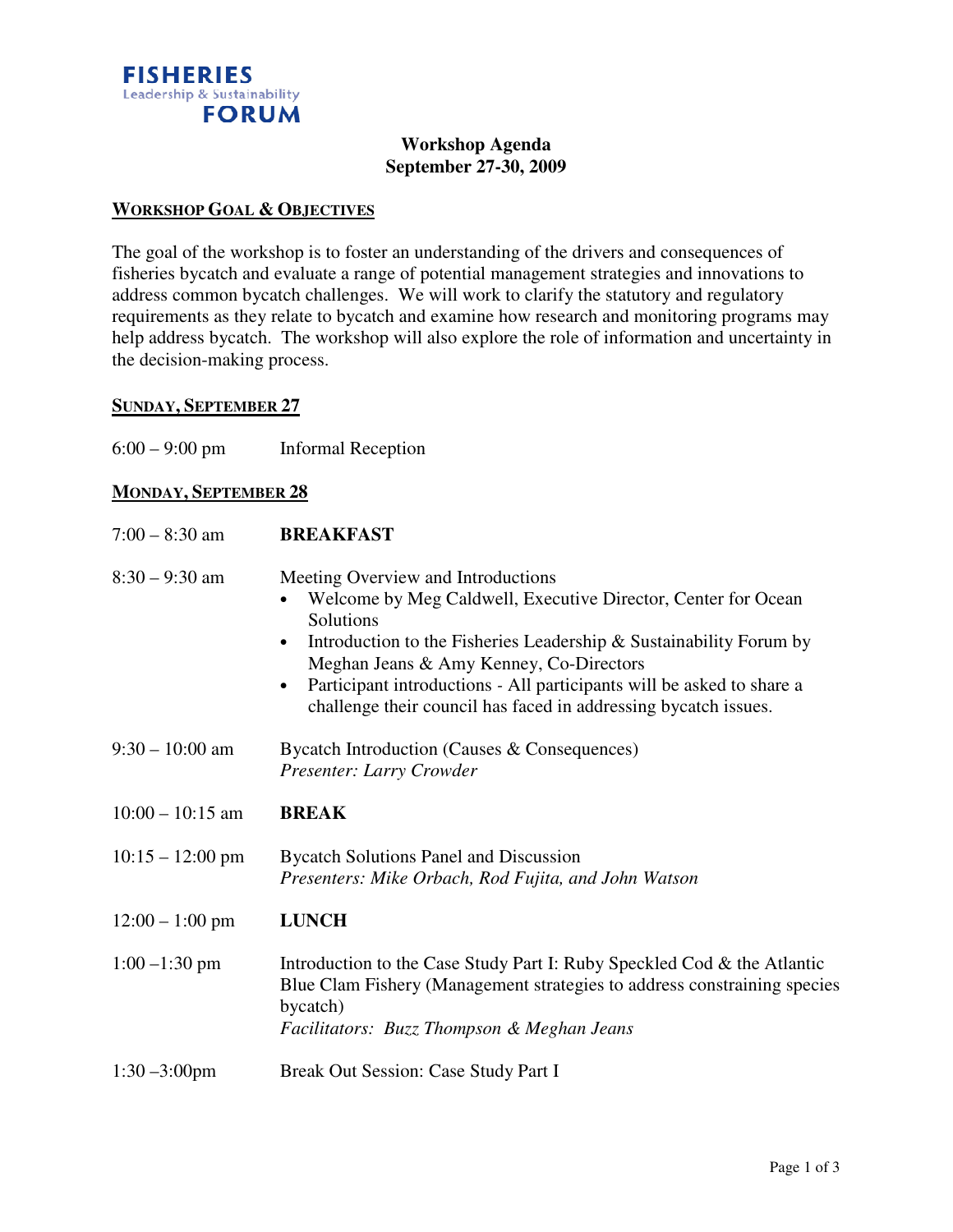**FISHERIES**
Leadership & Sustainability
**FORUM**

# Workshop Agenda
## September 27-30, 2009

### WORKSHOP GOAL & OBJECTIVES

The goal of the workshop is to foster an understanding of the drivers and consequences of fisheries bycatch and evaluate a range of potential management strategies and innovations to address common bycatch challenges. We will work to clarify the statutory and regulatory requirements as they relate to bycatch and examine how research and monitoring programs may help address bycatch. The workshop will also explore the role of information and uncertainty in the decision-making process.

### SUNDAY, SEPTEMBER 27

6:00 – 9:00 pm Informal Reception

### MONDAY, SEPTEMBER 28

7:00 – 8:30 am **BREAKFAST**

8:30 – 9:30 am Meeting Overview and Introductions

- Welcome by Meg Caldwell, Executive Director, Center for Ocean Solutions
- Introduction to the Fisheries Leadership & Sustainability Forum by Meghan Jeans & Amy Kenney, Co-Directors
- Participant introductions - All participants will be asked to share a challenge their council has faced in addressing bycatch issues.

9:30 – 10:00 am Bycatch Introduction (Causes & Consequences)
*Presenter: Larry Crowder*

10:00 – 10:15 am **BREAK**

10:15 – 12:00 pm Bycatch Solutions Panel and Discussion
*Presenters: Mike Orbach, Rod Fujita, and John Watson*

12:00 – 1:00 pm **LUNCH**

1:00 –1:30 pm Introduction to the Case Study Part I: Ruby Speckled Cod & the Atlantic Blue Clam Fishery (Management strategies to address constraining species bycatch)
*Facilitators: Buzz Thompson & Meghan Jeans*

1:30 –3:00pm Break Out Session: Case Study Part I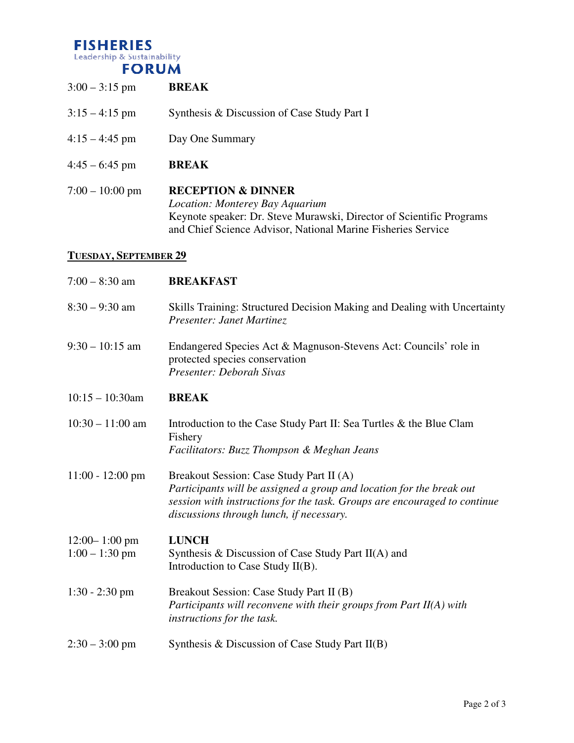| | |
|---|---|
| 3:00 – 3:15 pm | **BREAK** |
| 3:15 – 4:15 pm | Synthesis & Discussion of Case Study Part I |
| 4:15 – 4:45 pm | Day One Summary |
| 4:45 – 6:45 pm | **BREAK** |
| 7:00 – 10:00 pm | **RECEPTION & DINNER**<br>*Location: Monterey Bay Aquarium*<br>Keynote speaker: Dr. Steve Murawski, Director of Scientific Programs and Chief Science Advisor, National Marine Fisheries Service |

## TUESDAY, SEPTEMBER 29

| | |
|---|---|
| 7:00 – 8:30 am | **BREAKFAST** |
| 8:30 – 9:30 am | Skills Training: Structured Decision Making and Dealing with Uncertainty<br>*Presenter: Janet Martinez* |
| 9:30 – 10:15 am | Endangered Species Act & Magnuson-Stevens Act: Councils' role in protected species conservation<br>*Presenter: Deborah Sivas* |
| 10:15 – 10:30am | **BREAK** |
| 10:30 – 11:00 am | Introduction to the Case Study Part II: Sea Turtles & the Blue Clam Fishery<br>*Facilitators: Buzz Thompson & Meghan Jeans* |
| 11:00 - 12:00 pm | Breakout Session: Case Study Part II (A)<br>*Participants will be assigned a group and location for the break out session with instructions for the task. Groups are encouraged to continue discussions through lunch, if necessary.* |
| 12:00– 1:00 pm | **LUNCH** |
| 1:00 – 1:30 pm | Synthesis & Discussion of Case Study Part II(A) and Introduction to Case Study II(B). |
| 1:30 - 2:30 pm | Breakout Session: Case Study Part II (B)<br>*Participants will reconvene with their groups from Part II(A) with instructions for the task.* |
| 2:30 – 3:00 pm | Synthesis & Discussion of Case Study Part II(B) |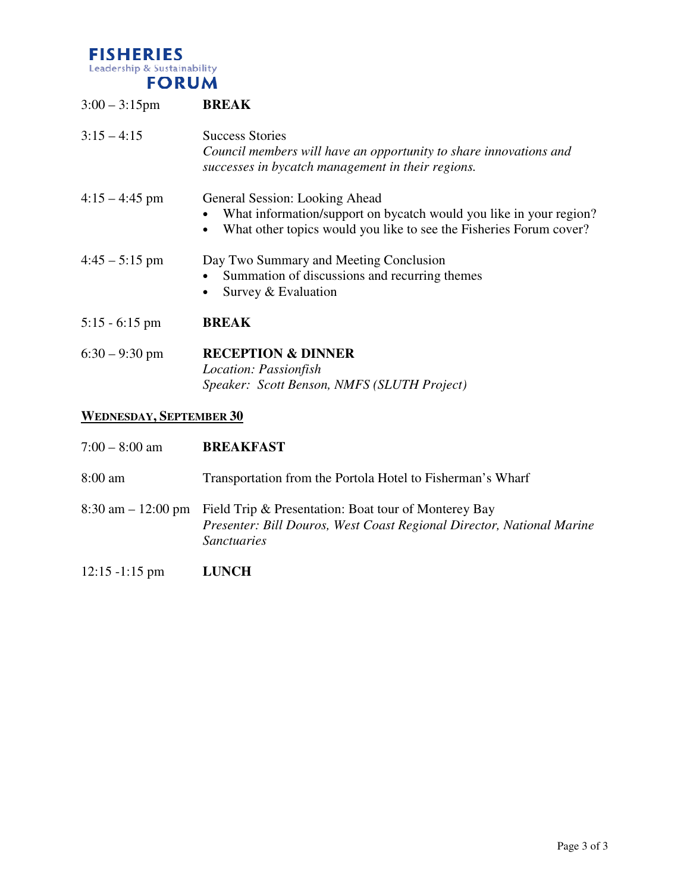| | |
|---|---|
| 3:00 – 3:15pm | **BREAK** |
| 3:15 – 4:15 | Success Stories<br>*Council members will have an opportunity to share innovations and successes in bycatch management in their regions.* |
| 4:15 – 4:45 pm | General Session: Looking Ahead<br>• What information/support on bycatch would you like in your region?<br>• What other topics would you like to see the Fisheries Forum cover? |
| 4:45 – 5:15 pm | Day Two Summary and Meeting Conclusion<br>• Summation of discussions and recurring themes<br>• Survey & Evaluation |
| 5:15 - 6:15 pm | **BREAK** |
| 6:30 – 9:30 pm | **RECEPTION & DINNER**<br>*Location: Passionfish*<br>*Speaker: Scott Benson, NMFS (SLUTH Project)* |

## WEDNESDAY, SEPTEMBER 30

| | |
|---|---|
| 7:00 – 8:00 am | **BREAKFAST** |
| 8:00 am | Transportation from the Portola Hotel to Fisherman's Wharf |
| 8:30 am – 12:00 pm | Field Trip & Presentation: Boat tour of Monterey Bay<br>*Presenter: Bill Douros, West Coast Regional Director, National Marine Sanctuaries* |
| 12:15 -1:15 pm | **LUNCH** |